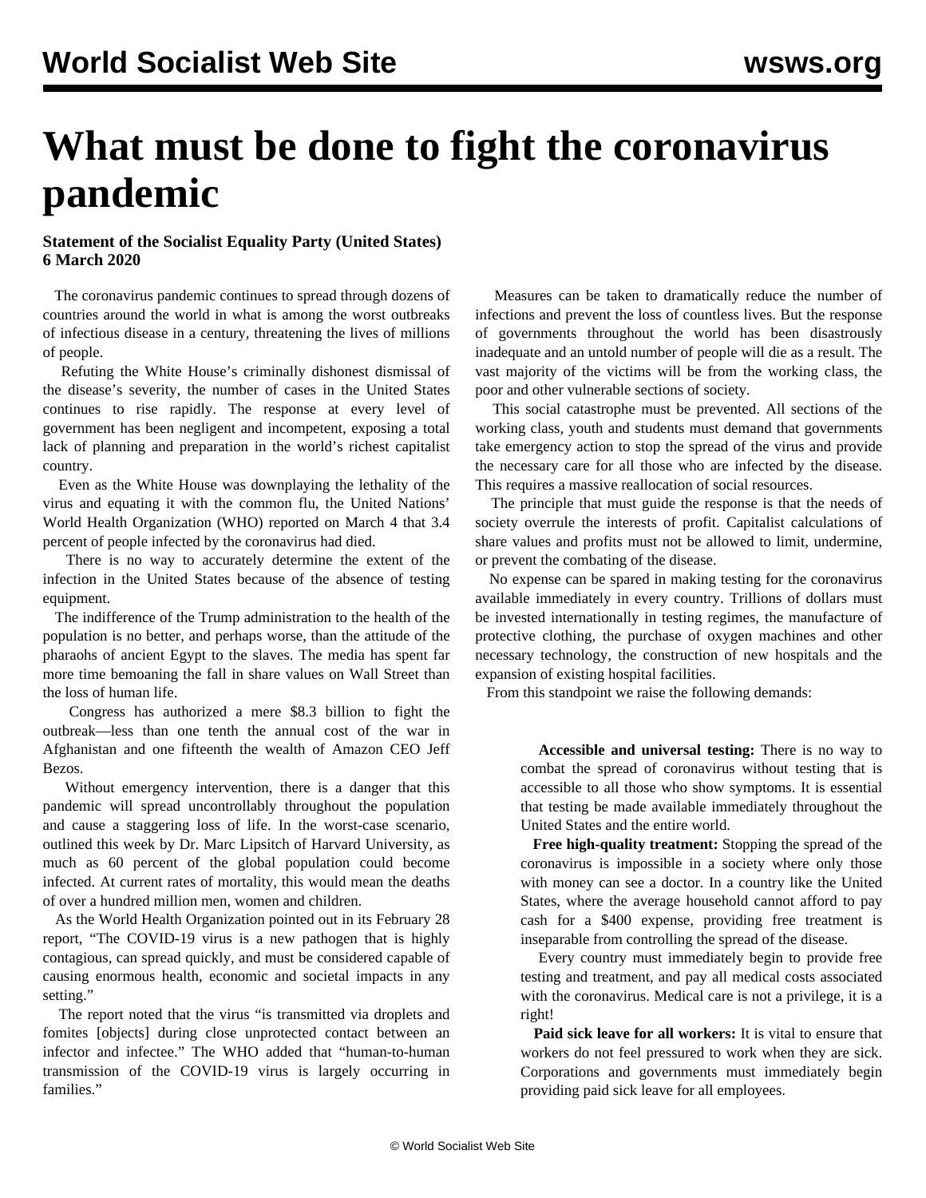# What must be done to fight the coronavirus pandemic

**Statement of the Socialist Equality Party (United States)**
**6 March 2020**

The coronavirus pandemic continues to spread through dozens of countries around the world in what is among the worst outbreaks of infectious disease in a century, threatening the lives of millions of people.

Refuting the White House's criminally dishonest dismissal of the disease's severity, the number of cases in the United States continues to rise rapidly. The response at every level of government has been negligent and incompetent, exposing a total lack of planning and preparation in the world's richest capitalist country.

Even as the White House was downplaying the lethality of the virus and equating it with the common flu, the United Nations' World Health Organization (WHO) reported on March 4 that 3.4 percent of people infected by the coronavirus had died.

There is no way to accurately determine the extent of the infection in the United States because of the absence of testing equipment.

The indifference of the Trump administration to the health of the population is no better, and perhaps worse, than the attitude of the pharaohs of ancient Egypt to the slaves. The media has spent far more time bemoaning the fall in share values on Wall Street than the loss of human life.

Congress has authorized a mere $8.3 billion to fight the outbreak—less than one tenth the annual cost of the war in Afghanistan and one fifteenth the wealth of Amazon CEO Jeff Bezos.

Without emergency intervention, there is a danger that this pandemic will spread uncontrollably throughout the population and cause a staggering loss of life. In the worst-case scenario, outlined this week by Dr. Marc Lipsitch of Harvard University, as much as 60 percent of the global population could become infected. At current rates of mortality, this would mean the deaths of over a hundred million men, women and children.

As the World Health Organization pointed out in its February 28 report, "The COVID-19 virus is a new pathogen that is highly contagious, can spread quickly, and must be considered capable of causing enormous health, economic and societal impacts in any setting."

The report noted that the virus "is transmitted via droplets and fomites [objects] during close unprotected contact between an infector and infectee." The WHO added that "human-to-human transmission of the COVID-19 virus is largely occurring in families."

Measures can be taken to dramatically reduce the number of infections and prevent the loss of countless lives. But the response of governments throughout the world has been disastrously inadequate and an untold number of people will die as a result. The vast majority of the victims will be from the working class, the poor and other vulnerable sections of society.

This social catastrophe must be prevented. All sections of the working class, youth and students must demand that governments take emergency action to stop the spread of the virus and provide the necessary care for all those who are infected by the disease. This requires a massive reallocation of social resources.

The principle that must guide the response is that the needs of society overrule the interests of profit. Capitalist calculations of share values and profits must not be allowed to limit, undermine, or prevent the combating of the disease.

No expense can be spared in making testing for the coronavirus available immediately in every country. Trillions of dollars must be invested internationally in testing regimes, the manufacture of protective clothing, the purchase of oxygen machines and other necessary technology, the construction of new hospitals and the expansion of existing hospital facilities.

From this standpoint we raise the following demands:

> **Accessible and universal testing:** There is no way to combat the spread of coronavirus without testing that is accessible to all those who show symptoms. It is essential that testing be made available immediately throughout the United States and the entire world.
>
> **Free high-quality treatment:** Stopping the spread of the coronavirus is impossible in a society where only those with money can see a doctor. In a country like the United States, where the average household cannot afford to pay cash for a $400 expense, providing free treatment is inseparable from controlling the spread of the disease.
>
> Every country must immediately begin to provide free testing and treatment, and pay all medical costs associated with the coronavirus. Medical care is not a privilege, it is a right!
>
> **Paid sick leave for all workers:** It is vital to ensure that workers do not feel pressured to work when they are sick. Corporations and governments must immediately begin providing paid sick leave for all employees.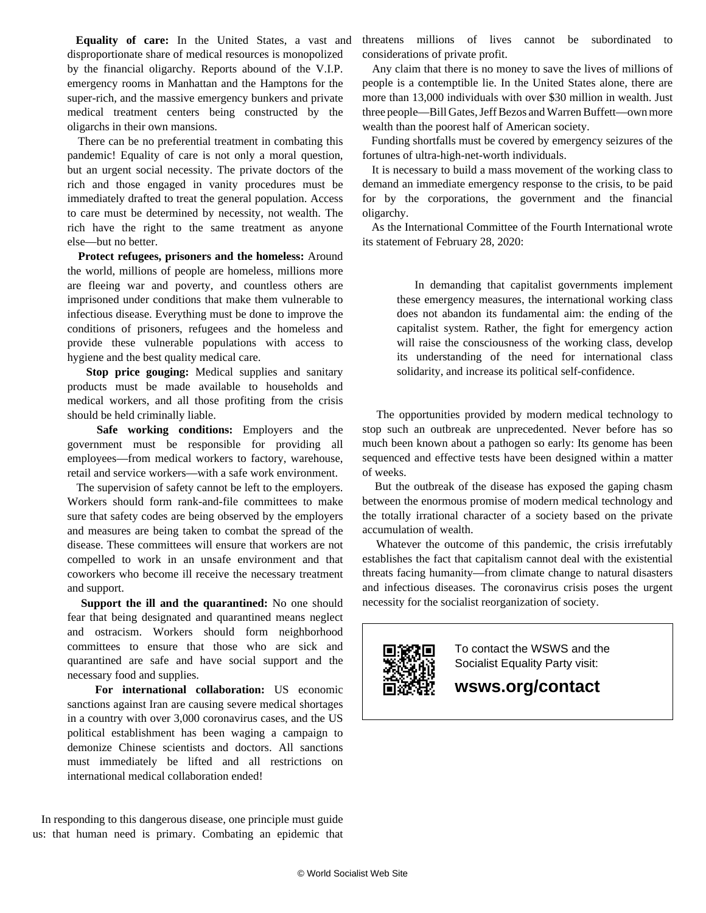**Equality of care:** In the United States, a vast and disproportionate share of medical resources is monopolized by the financial oligarchy. Reports abound of the V.I.P. emergency rooms in Manhattan and the Hamptons for the super-rich, and the massive emergency bunkers and private medical treatment centers being constructed by the oligarchs in their own mansions.

There can be no preferential treatment in combating this pandemic! Equality of care is not only a moral question, but an urgent social necessity. The private doctors of the rich and those engaged in vanity procedures must be immediately drafted to treat the general population. Access to care must be determined by necessity, not wealth. The rich have the right to the same treatment as anyone else—but no better.

**Protect refugees, prisoners and the homeless:** Around the world, millions of people are homeless, millions more are fleeing war and poverty, and countless others are imprisoned under conditions that make them vulnerable to infectious disease. Everything must be done to improve the conditions of prisoners, refugees and the homeless and provide these vulnerable populations with access to hygiene and the best quality medical care.

**Stop price gouging:** Medical supplies and sanitary products must be made available to households and medical workers, and all those profiting from the crisis should be held criminally liable.

**Safe working conditions:** Employers and the government must be responsible for providing all employees—from medical workers to factory, warehouse, retail and service workers—with a safe work environment.

The supervision of safety cannot be left to the employers. Workers should form rank-and-file committees to make sure that safety codes are being observed by the employers and measures are being taken to combat the spread of the disease. These committees will ensure that workers are not compelled to work in an unsafe environment and that coworkers who become ill receive the necessary treatment and support.

**Support the ill and the quarantined:** No one should fear that being designated and quarantined means neglect and ostracism. Workers should form neighborhood committees to ensure that those who are sick and quarantined are safe and have social support and the necessary food and supplies.

**For international collaboration:** US economic sanctions against Iran are causing severe medical shortages in a country with over 3,000 coronavirus cases, and the US political establishment has been waging a campaign to demonize Chinese scientists and doctors. All sanctions must immediately be lifted and all restrictions on international medical collaboration ended!

In responding to this dangerous disease, one principle must guide us: that human need is primary. Combating an epidemic that threatens millions of lives cannot be subordinated to considerations of private profit.

Any claim that there is no money to save the lives of millions of people is a contemptible lie. In the United States alone, there are more than 13,000 individuals with over $30 million in wealth. Just three people—Bill Gates, Jeff Bezos and Warren Buffett—own more wealth than the poorest half of American society.

Funding shortfalls must be covered by emergency seizures of the fortunes of ultra-high-net-worth individuals.

It is necessary to build a mass movement of the working class to demand an immediate emergency response to the crisis, to be paid for by the corporations, the government and the financial oligarchy.

As the International Committee of the Fourth International wrote its statement of February 28, 2020:

> In demanding that capitalist governments implement these emergency measures, the international working class does not abandon its fundamental aim: the ending of the capitalist system. Rather, the fight for emergency action will raise the consciousness of the working class, develop its understanding of the need for international class solidarity, and increase its political self-confidence.

The opportunities provided by modern medical technology to stop such an outbreak are unprecedented. Never before has so much been known about a pathogen so early: Its genome has been sequenced and effective tests have been designed within a matter of weeks.

But the outbreak of the disease has exposed the gaping chasm between the enormous promise of modern medical technology and the totally irrational character of a society based on the private accumulation of wealth.

Whatever the outcome of this pandemic, the crisis irrefutably establishes the fact that capitalism cannot deal with the existential threats facing humanity—from climate change to natural disasters and infectious diseases. The coronavirus crisis poses the urgent necessity for the socialist reorganization of society.

To contact the WSWS and the Socialist Equality Party visit:

**wsws.org/contact**